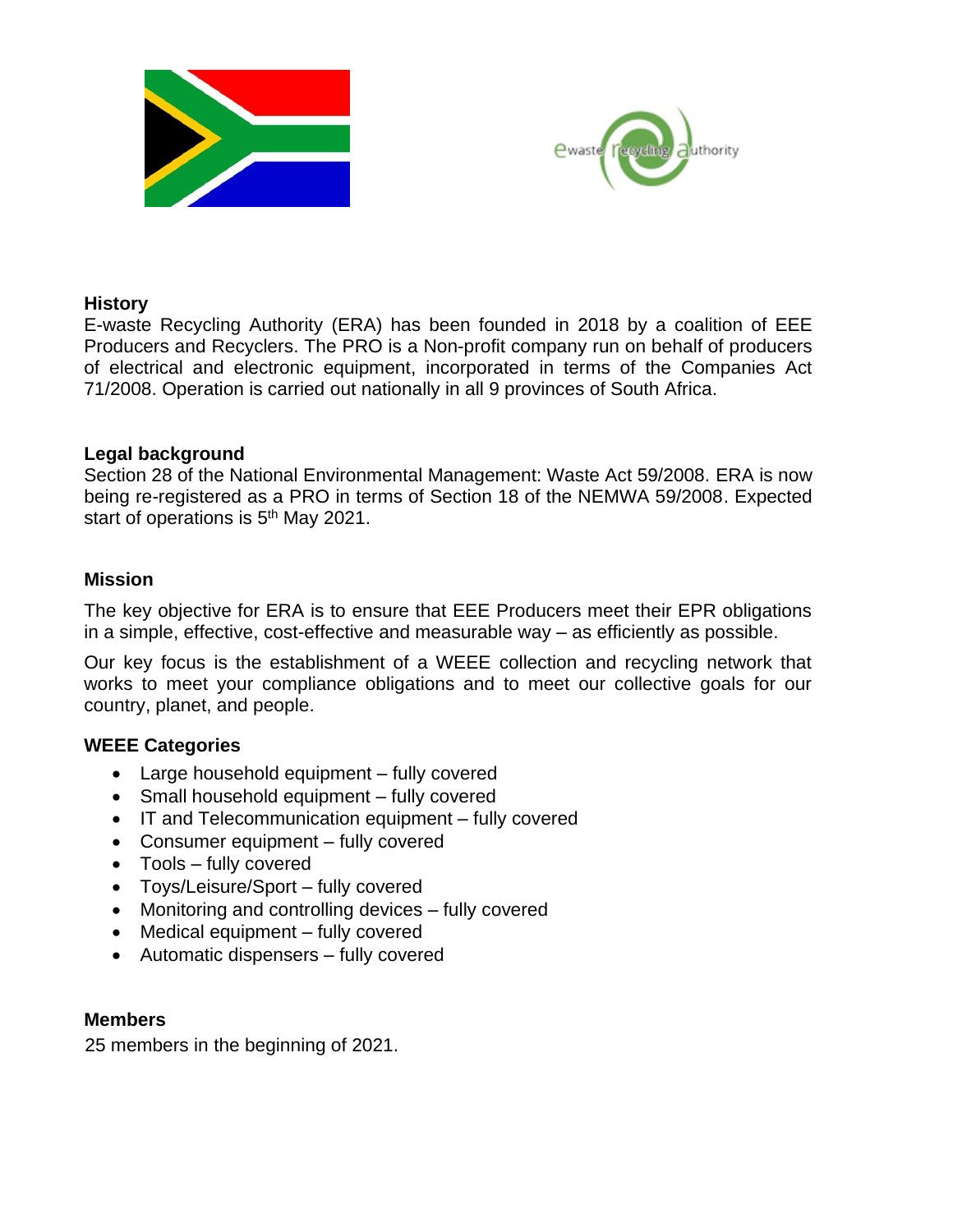## History

E-waste Recycling Authority (ERA) has been founded in 2018 by a coalition of EEE Producers and Recyclers. The PRO is a Non-profit company run on behalf of producers of electrical and electronic equipment, incorporated in terms of the Companies Act 71/2008. Operation is carried out nationally in all 9 provinces of South Africa.

## Legal background

Section 28 of the National Environmental Management: Waste Act 59/2008. ERA is now being re-registered as a PRO in terms of Section 18 of the NEMWA 59/2008. Expected start of operations is 5th May 2021.

## Mission

The key objective for ERA is to ensure that EEE Producers meet their EPR obligations in a simple, effective, cost-effective and measurable way – as efficiently as possible.

Our key focus is the establishment of a WEEE collection and recycling network that works to meet your compliance obligations and to meet our collective goals for our country, planet, and people.

## WEEE Categories

- Large household equipment – fully covered
- Small household equipment – fully covered
- IT and Telecommunication equipment – fully covered
- Consumer equipment – fully covered
- Tools – fully covered
- Toys/Leisure/Sport – fully covered
- Monitoring and controlling devices – fully covered
- Medical equipment – fully covered
- Automatic dispensers – fully covered

## Members

25 members in the beginning of 2021.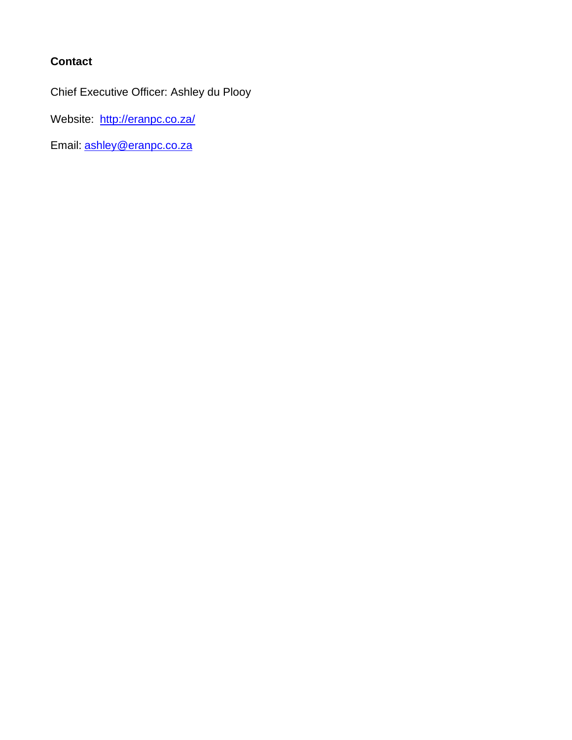**Contact**

Chief Executive Officer: Ashley du Plooy

Website: [http://eranpc.co.za/](http://eranpc.co.za/)

Email: [ashley@eranpc.co.za](mailto:ashley@eranpc.co.za)